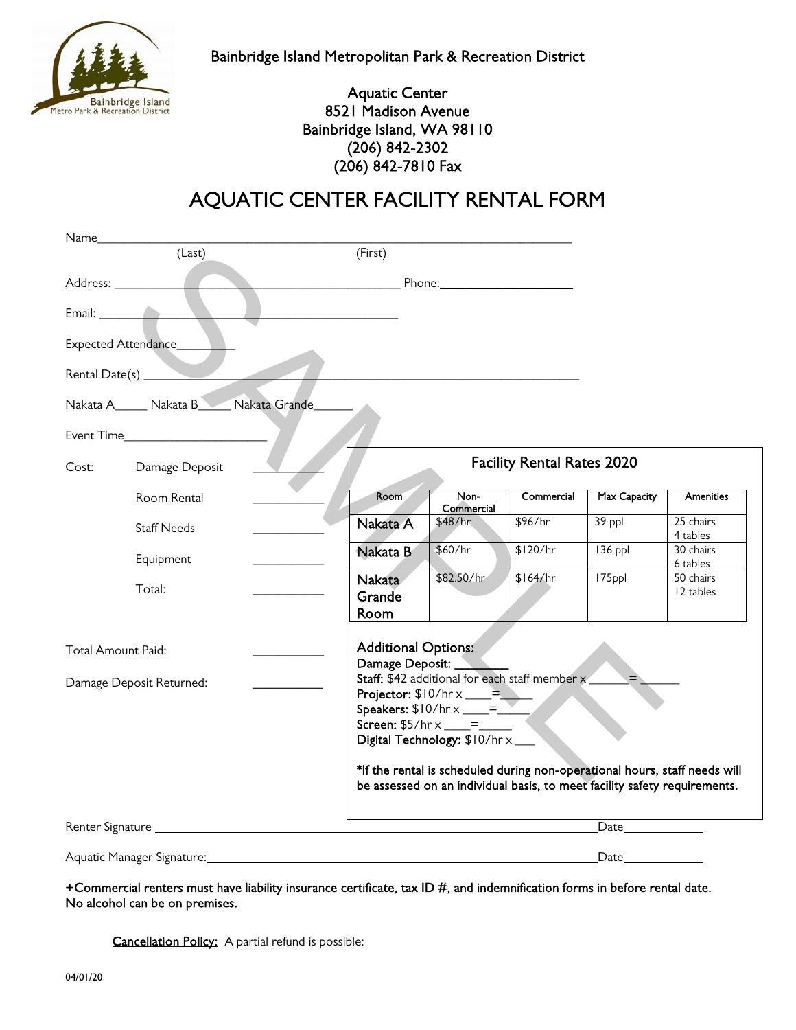Bainbridge Island Metropolitan Park & Recreation District

Aquatic Center
8521 Madison Avenue
Bainbridge Island, WA 98110
(206) 842-2302
(206) 842-7810 Fax

# AQUATIC CENTER FACILITY RENTAL FORM

Name________________________________________________________________
(Last) (First)

Address: ______________________________________ Phone:__________________

Email: ______________________________________

Expected Attendance________

Rental Date(s) __________________________________________________________

Nakata A_____ Nakata B_____ Nakata Grande______

Event Time_____________________

Cost:

- Damage Deposit __________
- Room Rental __________
- Staff Needs __________
- Equipment __________
- Total: __________

Total Amount Paid: __________

Damage Deposit Returned: __________

## Facility Rental Rates 2020

| Room | Non-Commercial | Commercial | Max Capacity | Amenities |
|---|---|---|---|---|
| Nakata A | $48/hr | $96/hr | 39 ppl | 25 chairs 4 tables |
| Nakata B | $60/hr | $120/hr | 136 ppl | 30 chairs 6 tables |
| Nakata Grande Room | $82.50/hr | $164/hr | 175ppl | 50 chairs 12 tables |

Additional Options:
Damage Deposit: ________
**Staff:** $42 additional for each staff member x ______=______
**Projector:** $10/hr x ____=_____
**Speakers:** $10/hr x ____=_____
**Screen:** $5/hr x ____=_____
**Digital Technology:** $10/hr x ___

***If the rental is scheduled during non-operational hours, staff needs will be assessed on an individual basis, to meet facility safety requirements.**

Renter Signature ____________________________________________ Date____________

Aquatic Manager Signature:____________________________________ Date____________

**+Commercial renters must have liability insurance certificate, tax ID #, and indemnification forms in before rental date. No alcohol can be on premises.**

Cancellation Policy: A partial refund is possible:

04/01/20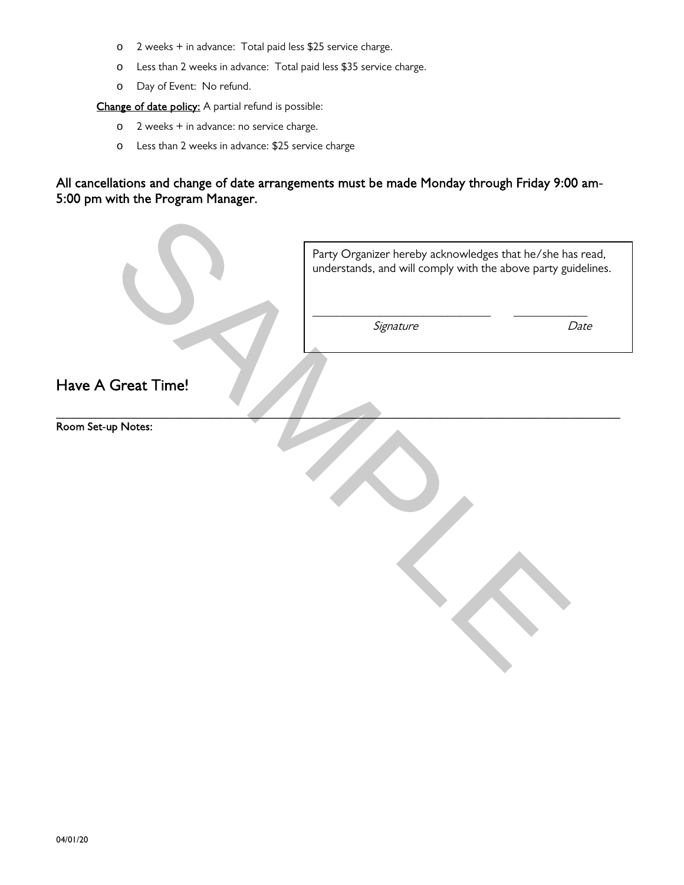- 2 weeks + in advance: Total paid less $25 service charge.
- Less than 2 weeks in advance: Total paid less $35 service charge.
- Day of Event: No refund.

**Change of date policy:** A partial refund is possible:

- 2 weeks + in advance: no service charge.
- Less than 2 weeks in advance: $25 service charge

## All cancellations and change of date arrangements must be made Monday through Friday 9:00 am-5:00 pm with the Program Manager.

SAMPLE

Party Organizer hereby acknowledges that he/she has read, understands, and will comply with the above party guidelines.

______________________________ ____________

*Signature* *Date*

## Have A Great Time!

---

**Room Set-up Notes:**

04/01/20